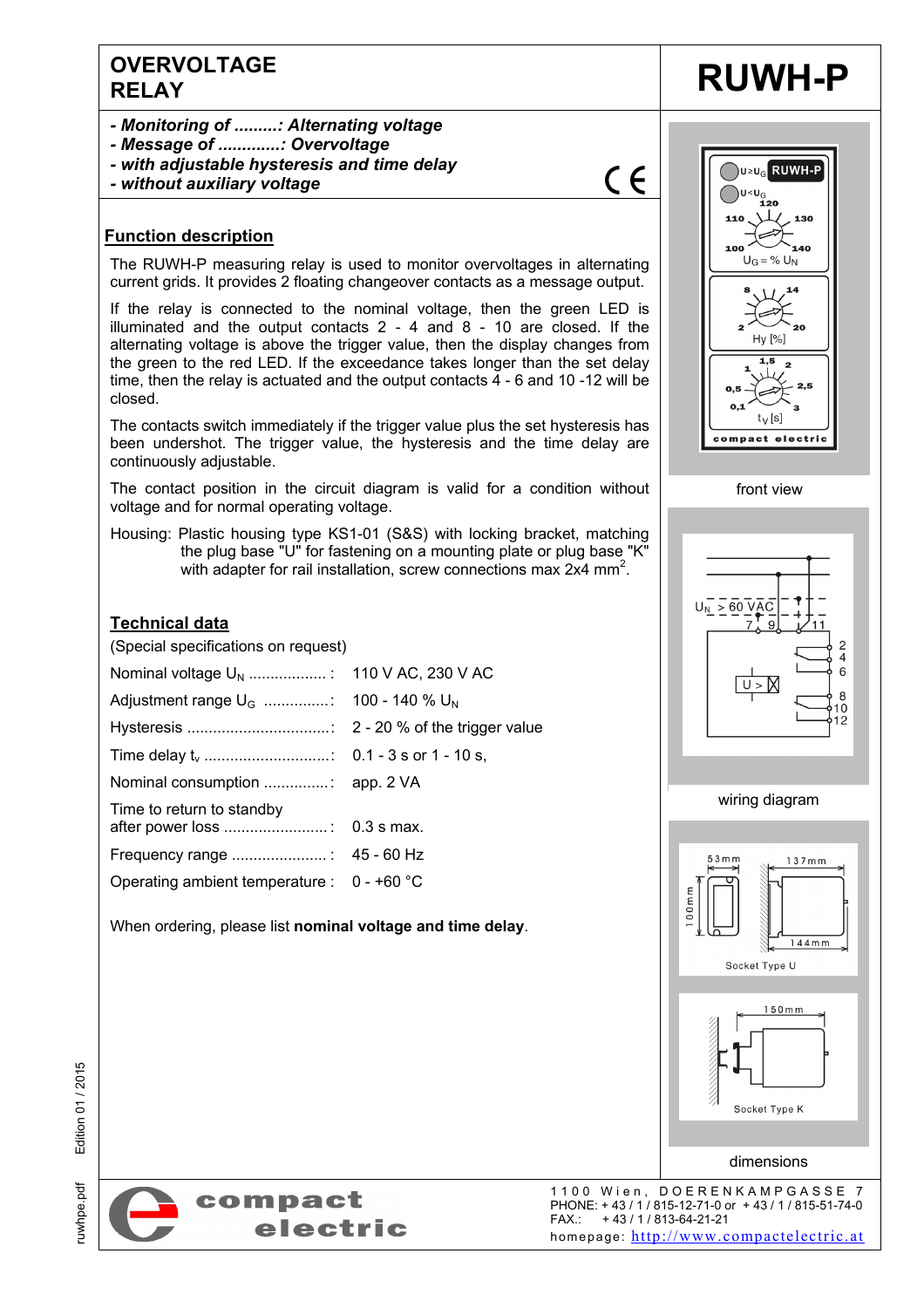# OVERVOLTAGE RELAY

# RUWH-P

- ***Monitoring of .........: Alternating voltage***
- ***Message of .............: Overvoltage***
- ***with adjustable hysteresis and time delay***
- ***without auxiliary voltage***

CE

## Function description

The RUWH-P measuring relay is used to monitor overvoltages in alternating current grids. It provides 2 floating changeover contacts as a message output.

If the relay is connected to the nominal voltage, then the green LED is illuminated and the output contacts 2 - 4 and 8 - 10 are closed. If the alternating voltage is above the trigger value, then the display changes from the green to the red LED. If the exceedance takes longer than the set delay time, then the relay is actuated and the output contacts 4 - 6 and 10 -12 will be closed.

The contacts switch immediately if the trigger value plus the set hysteresis has been undershot. The trigger value, the hysteresis and the time delay are continuously adjustable.

The contact position in the circuit diagram is valid for a condition without voltage and for normal operating voltage.

Housing: Plastic housing type KS1-01 (S&S) with locking bracket, matching the plug base "U" for fastening on a mounting plate or plug base "K" with adapter for rail installation, screw connections max 2x4 mm$^2$.

## Technical data

(Special specifications on request)

| | |
|---|---|
| Nominal voltage $U_N$ .................. : | 110 V AC, 230 V AC |
| Adjustment range $U_G$ ...............: | 100 - 140 % $U_N$ |
| Hysteresis .................................: | 2 - 20 % of the trigger value |
| Time delay $t_v$ .............................: | 0.1 - 3 s or 1 - 10 s, |
| Nominal consumption ...............: | app. 2 VA |
| Time to return to standby after power loss ........................: | 0.3 s max. |
| Frequency range ...................... : | 45 - 60 Hz |
| Operating ambient temperature : | 0 - +60 °C |

When ordering, please list **nominal voltage and time delay**.

$U \geq U_G$ RUWH-P
$U < U_G$
110 120 130
100 140
$U_G$ = % $U_N$
8 14
2 20
Hy [%]
1 1,5 2
0,5 2,5
0,1 3
$t_V$ [s]
compact electric

front view

$U_N$ > 60 VAC
7 9 11
2 4 6
U >
8 10 12

wiring diagram

53mm 137mm
100mm
144mm
Socket Type U

150mm
Socket Type K

dimensions

compact electric

1100 Wien, DOERENKAMPGASSE 7
PHONE: + 43 / 1 / 815-12-71-0 or + 43 / 1 / 815-51-74-0
FAX.: + 43 / 1 / 813-64-21-21
homepage: http://www.compactelectric.at

ruwhpe.pdf Edition 01 / 2015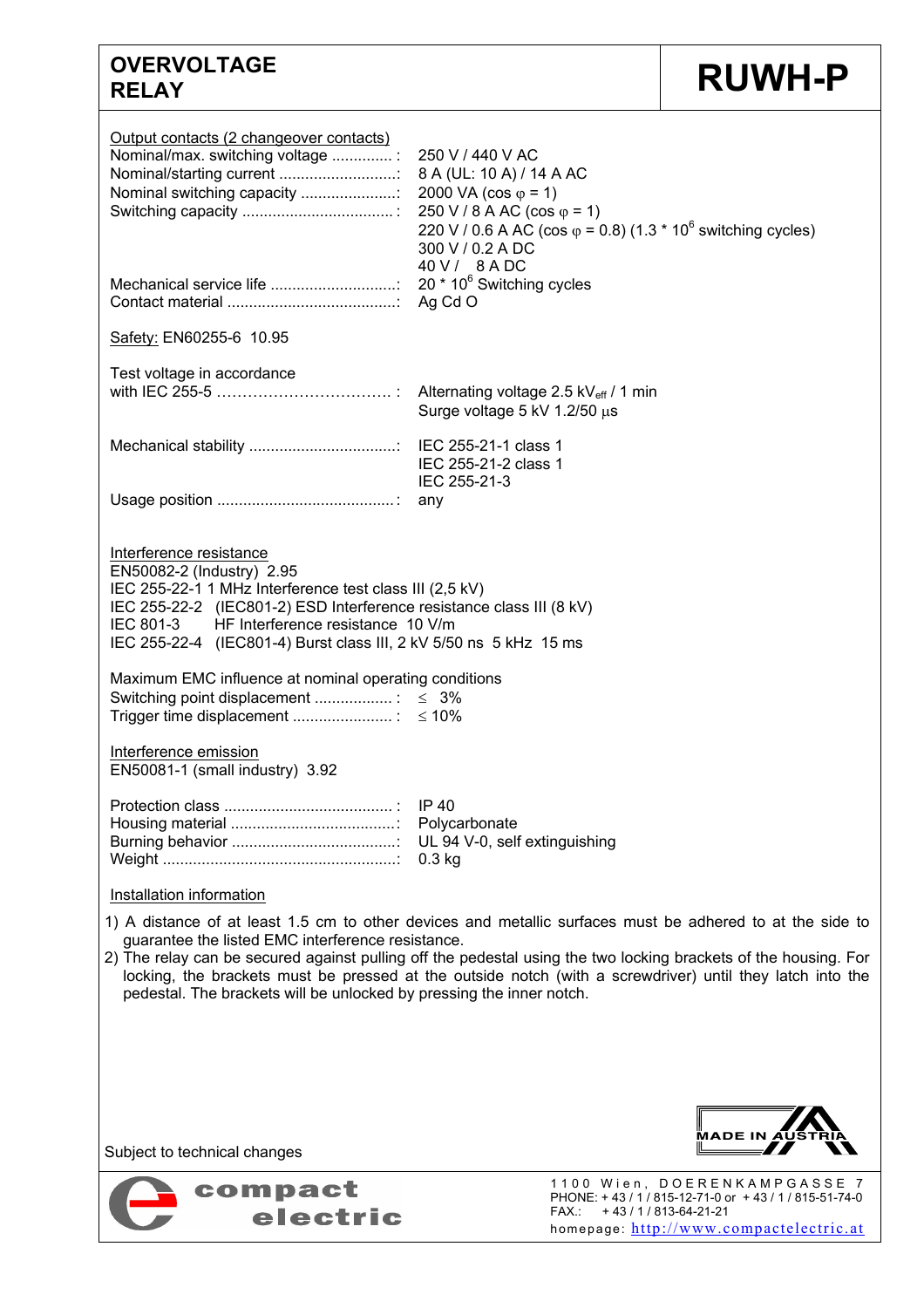# OVERVOLTAGE RELAY

# RUWH-P

<u>Output contacts (2 changeover contacts)</u>

| | |
|---|---|
| Nominal/max. switching voltage .............. : | 250 V / 440 V AC |
| Nominal/starting current ...........................: | 8 A (UL: 10 A) / 14 A AC |
| Nominal switching capacity ......................: | 2000 VA (cos φ = 1) |
| Switching capacity ................................... : | 250 V / 8 A AC (cos φ = 1) |
| | 220 V / 0.6 A AC (cos φ = 0.8) (1.3 * $10^6$ switching cycles) |
| | 300 V / 0.2 A DC |
| | 40 V / 8 A DC |
| Mechanical service life .............................: | 20 * $10^6$ Switching cycles |
| Contact material .......................................: | Ag Cd O |

<u>Safety:</u> EN60255-6 10.95

| | |
|---|---|
| Test voltage in accordance with IEC 255-5 ……………………………. : | Alternating voltage 2.5 $kV_{eff}$ / 1 min |
| | Surge voltage 5 kV 1.2/50 µs |
| Mechanical stability ..................................: | IEC 255-21-1 class 1 |
| | IEC 255-21-2 class 1 |
| | IEC 255-21-3 |
| Usage position .........................................: | any |

<u>Interference resistance</u>

EN50082-2 (Industry) 2.95
IEC 255-22-1 1 MHz Interference test class III (2,5 kV)
IEC 255-22-2 (IEC801-2) ESD Interference resistance class III (8 kV)
IEC 801-3 HF Interference resistance 10 V/m
IEC 255-22-4 (IEC801-4) Burst class III, 2 kV 5/50 ns 5 kHz 15 ms

Maximum EMC influence at nominal operating conditions

| | |
|---|---|
| Switching point displacement .................. : | ≤ 3% |
| Trigger time displacement ....................... : | ≤ 10% |

<u>Interference emission</u>

EN50081-1 (small industry) 3.92

| | |
|---|---|
| Protection class ....................................... : | IP 40 |
| Housing material ......................................: | Polycarbonate |
| Burning behavior ......................................: | UL 94 V-0, self extinguishing |
| Weight ......................................................: | 0.3 kg |

<u>Installation information</u>

1) A distance of at least 1.5 cm to other devices and metallic surfaces must be adhered to at the side to guarantee the listed EMC interference resistance.
2) The relay can be secured against pulling off the pedestal using the two locking brackets of the housing. For locking, the brackets must be pressed at the outside notch (with a screwdriver) until they latch into the pedestal. The brackets will be unlocked by pressing the inner notch.

Subject to technical changes

MADE IN AUSTRIA

compact electric

1100 Wien, DOERENKAMPGASSE 7
PHONE: + 43 / 1 / 815-12-71-0 or + 43 / 1 / 815-51-74-0
FAX.: + 43 / 1 / 813-64-21-21
homepage: http://www.compactelectric.at